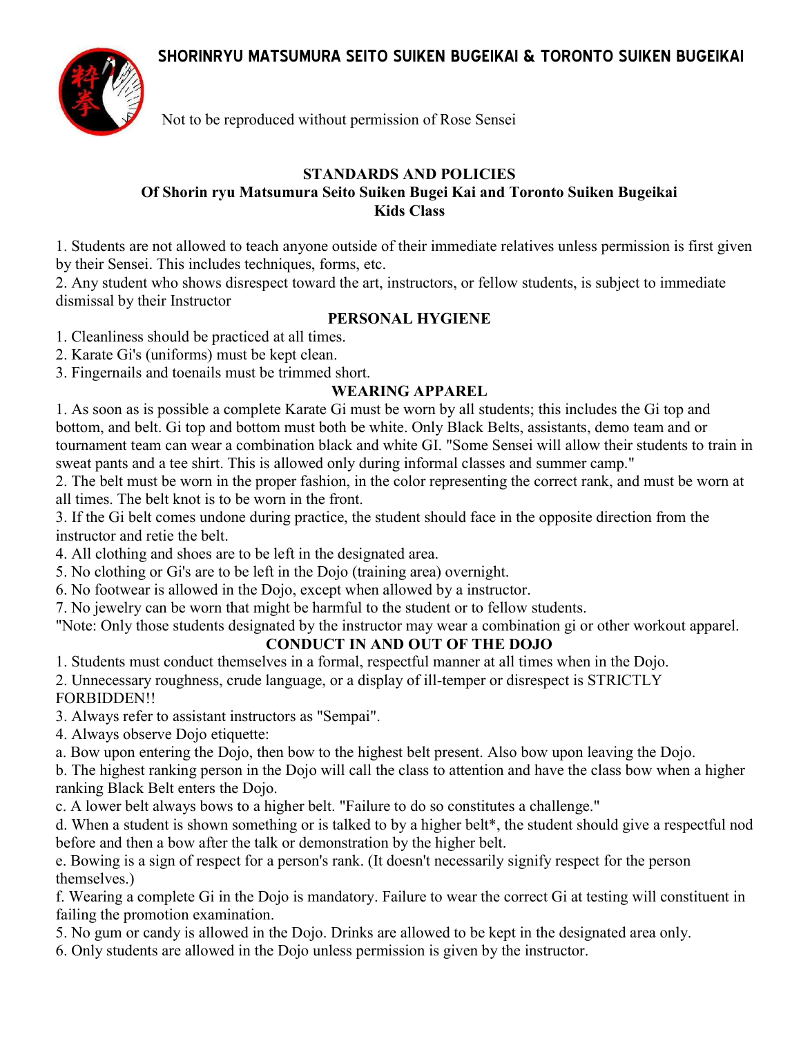# SHORINRYU MATSUMURA SEITO SUIKEN BUGEIKAI & TORONTO SUIKEN BUGEIKAI

Not to be reproduced without permission of Rose Sensei

## STANDARDS AND POLICIES
### Of Shorin ryu Matsumura Seito Suiken Bugei Kai and Toronto Suiken Bugeikai
### Kids Class

1. Students are not allowed to teach anyone outside of their immediate relatives unless permission is first given by their Sensei. This includes techniques, forms, etc.
2. Any student who shows disrespect toward the art, instructors, or fellow students, is subject to immediate dismissal by their Instructor

### PERSONAL HYGIENE

1. Cleanliness should be practiced at all times.
2. Karate Gi's (uniforms) must be kept clean.
3. Fingernails and toenails must be trimmed short.

### WEARING APPAREL

1. As soon as is possible a complete Karate Gi must be worn by all students; this includes the Gi top and bottom, and belt. Gi top and bottom must both be white. Only Black Belts, assistants, demo team and or tournament team can wear a combination black and white GI. "Some Sensei will allow their students to train in sweat pants and a tee shirt. This is allowed only during informal classes and summer camp."
2. The belt must be worn in the proper fashion, in the color representing the correct rank, and must be worn at all times. The belt knot is to be worn in the front.
3. If the Gi belt comes undone during practice, the student should face in the opposite direction from the instructor and retie the belt.
4. All clothing and shoes are to be left in the designated area.
5. No clothing or Gi's are to be left in the Dojo (training area) overnight.
6. No footwear is allowed in the Dojo, except when allowed by a instructor.
7. No jewelry can be worn that might be harmful to the student or to fellow students.

"Note: Only those students designated by the instructor may wear a combination gi or other workout apparel.

### CONDUCT IN AND OUT OF THE DOJO

1. Students must conduct themselves in a formal, respectful manner at all times when in the Dojo.
2. Unnecessary roughness, crude language, or a display of ill-temper or disrespect is STRICTLY FORBIDDEN!!
3. Always refer to assistant instructors as "Sempai".
4. Always observe Dojo etiquette:
   a. Bow upon entering the Dojo, then bow to the highest belt present. Also bow upon leaving the Dojo.
   b. The highest ranking person in the Dojo will call the class to attention and have the class bow when a higher ranking Black Belt enters the Dojo.
   c. A lower belt always bows to a higher belt. "Failure to do so constitutes a challenge."
   d. When a student is shown something or is talked to by a higher belt*, the student should give a respectful nod before and then a bow after the talk or demonstration by the higher belt.
   e. Bowing is a sign of respect for a person's rank. (It doesn't necessarily signify respect for the person themselves.)
   f. Wearing a complete Gi in the Dojo is mandatory. Failure to wear the correct Gi at testing will constituent in failing the promotion examination.
5. No gum or candy is allowed in the Dojo. Drinks are allowed to be kept in the designated area only.
6. Only students are allowed in the Dojo unless permission is given by the instructor.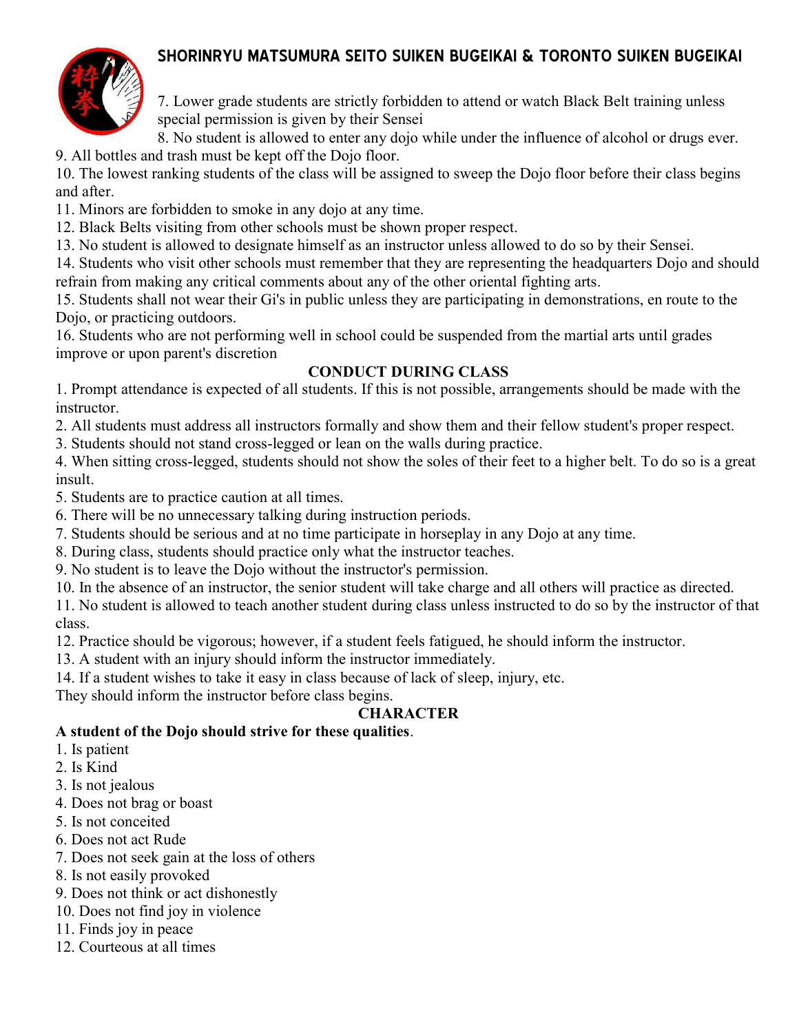7. Lower grade students are strictly forbidden to attend or watch Black Belt training unless special permission is given by their Sensei
8. No student is allowed to enter any dojo while under the influence of alcohol or drugs ever.
9. All bottles and trash must be kept off the Dojo floor.
10. The lowest ranking students of the class will be assigned to sweep the Dojo floor before their class begins and after.
11. Minors are forbidden to smoke in any dojo at any time.
12. Black Belts visiting from other schools must be shown proper respect.
13. No student is allowed to designate himself as an instructor unless allowed to do so by their Sensei.
14. Students who visit other schools must remember that they are representing the headquarters Dojo and should refrain from making any critical comments about any of the other oriental fighting arts.
15. Students shall not wear their Gi's in public unless they are participating in demonstrations, en route to the Dojo, or practicing outdoors.
16. Students who are not performing well in school could be suspended from the martial arts until grades improve or upon parent's discretion

## CONDUCT DURING CLASS

1. Prompt attendance is expected of all students. If this is not possible, arrangements should be made with the instructor.
2. All students must address all instructors formally and show them and their fellow student's proper respect.
3. Students should not stand cross-legged or lean on the walls during practice.
4. When sitting cross-legged, students should not show the soles of their feet to a higher belt. To do so is a great insult.
5. Students are to practice caution at all times.
6. There will be no unnecessary talking during instruction periods.
7. Students should be serious and at no time participate in horseplay in any Dojo at any time.
8. During class, students should practice only what the instructor teaches.
9. No student is to leave the Dojo without the instructor's permission.
10. In the absence of an instructor, the senior student will take charge and all others will practice as directed.
11. No student is allowed to teach another student during class unless instructed to do so by the instructor of that class.
12. Practice should be vigorous; however, if a student feels fatigued, he should inform the instructor.
13. A student with an injury should inform the instructor immediately.
14. If a student wishes to take it easy in class because of lack of sleep, injury, etc.
They should inform the instructor before class begins.

## CHARACTER

**A student of the Dojo should strive for these qualities**.

1. Is patient
2. Is Kind
3. Is not jealous
4. Does not brag or boast
5. Is not conceited
6. Does not act Rude
7. Does not seek gain at the loss of others
8. Is not easily provoked
9. Does not think or act dishonestly
10. Does not find joy in violence
11. Finds joy in peace
12. Courteous at all times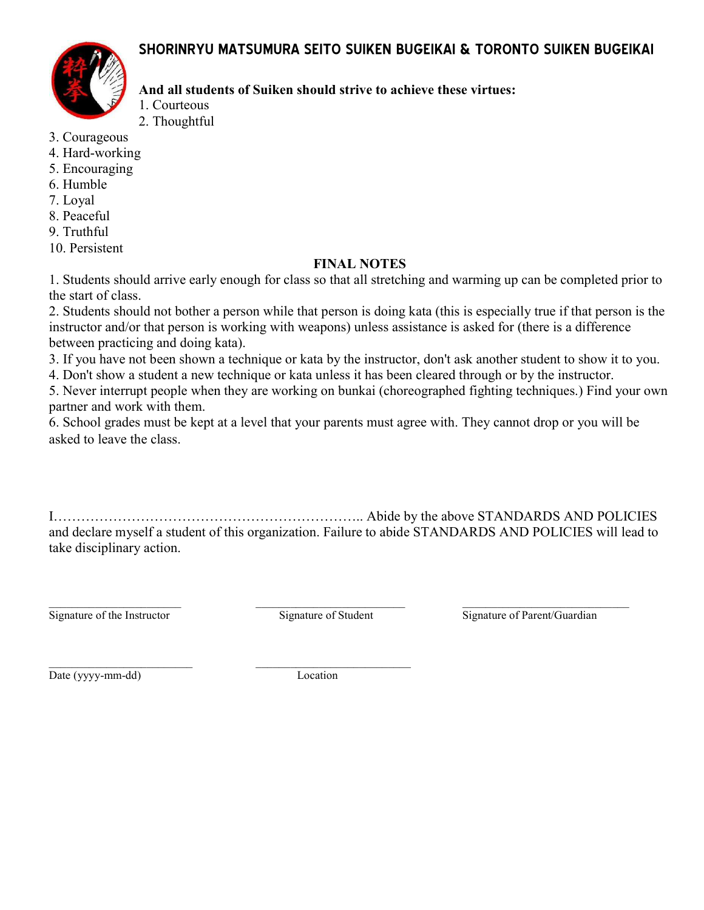# SHORINRYU MATSUMURA SEITO SUIKEN BUGEIKAI & TORONTO SUIKEN BUGEIKAI

**And all students of Suiken should strive to achieve these virtues:**

1. Courteous
2. Thoughtful
3. Courageous
4. Hard-working
5. Encouraging
6. Humble
7. Loyal
8. Peaceful
9. Truthful
10. Persistent

## FINAL NOTES

1. Students should arrive early enough for class so that all stretching and warming up can be completed prior to the start of class.
2. Students should not bother a person while that person is doing kata (this is especially true if that person is the instructor and/or that person is working with weapons) unless assistance is asked for (there is a difference between practicing and doing kata).
3. If you have not been shown a technique or kata by the instructor, don't ask another student to show it to you.
4. Don't show a student a new technique or kata unless it has been cleared through or by the instructor.
5. Never interrupt people when they are working on bunkai (choreographed fighting techniques.) Find your own partner and work with them.
6. School grades must be kept at a level that your parents must agree with. They cannot drop or you will be asked to leave the class.

I………………………………………………………….. Abide by the above STANDARDS AND POLICIES and declare myself a student of this organization. Failure to abide STANDARDS AND POLICIES will lead to take disciplinary action.

\_\_\_\_\_\_\_\_\_\_\_\_\_\_\_\_\_\_\_\_\_\_\_\_
Signature of the Instructor

\_\_\_\_\_\_\_\_\_\_\_\_\_\_\_\_\_\_\_\_\_\_\_\_
Signature of Student

\_\_\_\_\_\_\_\_\_\_\_\_\_\_\_\_\_\_\_\_\_\_\_\_
Signature of Parent/Guardian

\_\_\_\_\_\_\_\_\_\_\_\_\_\_\_\_\_\_\_\_\_\_\_\_
Date (yyyy-mm-dd)

\_\_\_\_\_\_\_\_\_\_\_\_\_\_\_\_\_\_\_\_\_\_\_\_
Location